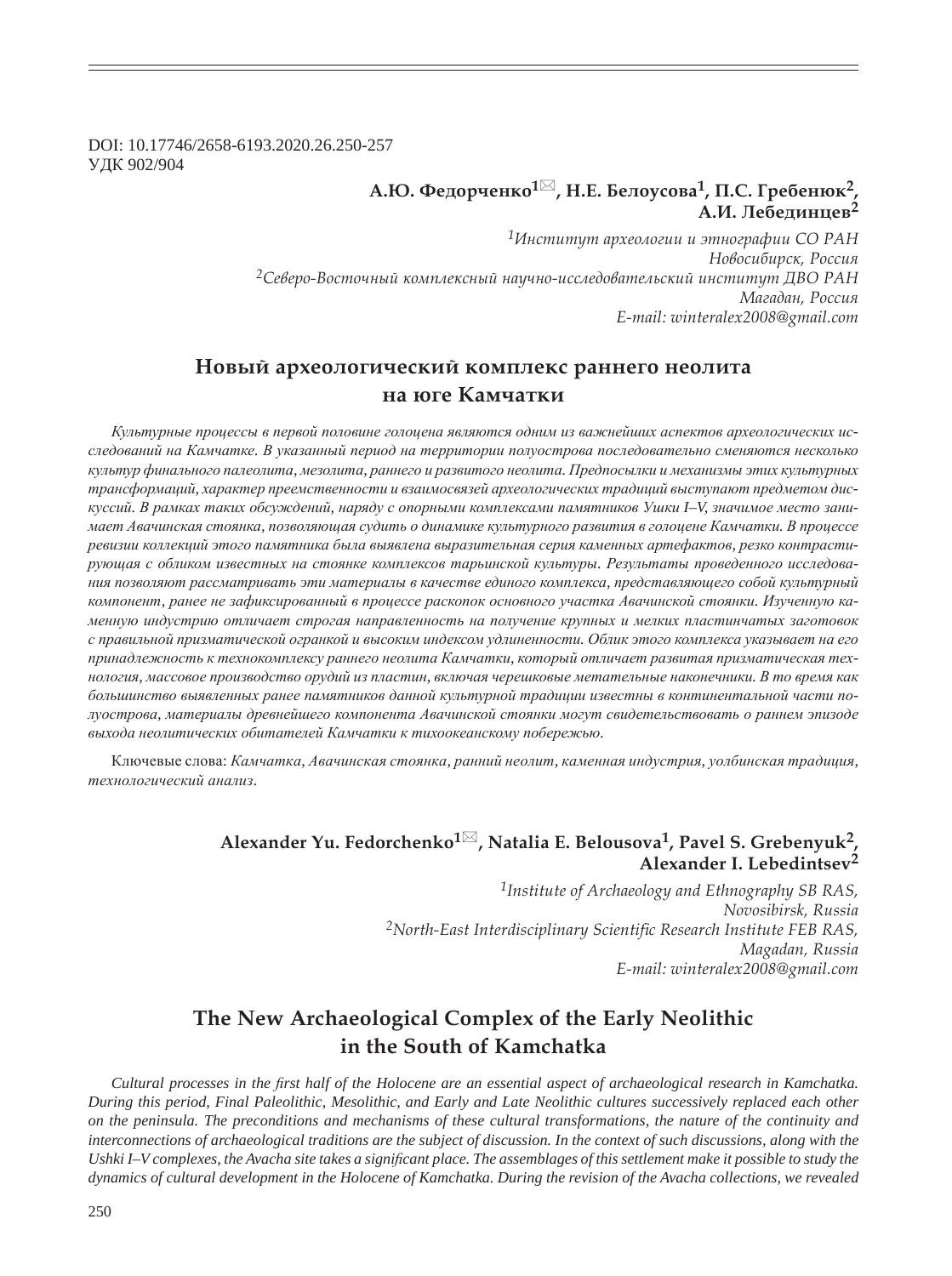DOI: 10.17746/2658-6193.2020.26.250-257
УДК 902/904

**А.Ю. Федорченко[1]✉, Н.Е. Белоусова[1], П.С. Гребенюк[2], А.И. Лебединцев[2]**

*[1]Институт археологии и этнографии СО РАН
Новосибирск, Россия*
*[2]Северо-Восточный комплексный научно-исследовательский институт ДВО РАН
Магадан, Россия*
*E-mail: winteralex2008@gmail.com*

# Новый археологический комплекс раннего неолита на юге Камчатки

*Культурные процессы в первой половине голоцена являются одним из важнейших аспектов археологических исследований на Камчатке. В указанный период на территории полуострова последовательно сменяются несколько культур финального палеолита, мезолита, раннего и развитого неолита. Предпосылки и механизмы этих культурных трансформаций, характер преемственности и взаимосвязей археологических традиций выступают предметом дискуссий. В рамках таких обсуждений, наряду с опорными комплексами памятников Ушки I–V, значимое место занимает Авачинская стоянка, позволяющая судить о динамике культурного развития в голоцене Камчатки. В процессе ревизии коллекций этого памятника была выявлена выразительная серия каменных артефактов, резко контрастирующая с обликом известных на стоянке комплексов тарьинской культуры. Результаты проведенного исследования позволяют рассматривать эти материалы в качестве единого комплекса, представляющего собой культурный компонент, ранее не зафиксированный в процессе раскопок основного участка Авачинской стоянки. Изученную каменную индустрию отличает строгая направленность на получение крупных и мелких пластинчатых заготовок с правильной призматической огранкой и высоким индексом удлиненности. Облик этого комплекса указывает на его принадлежность к технокомплексу раннего неолита Камчатки, который отличает развитая призматическая технология, массовое производство орудий из пластин, включая черешковые метательные наконечники. В то время как большинство выявленных ранее памятников данной культурной традиции известны в континентальной части полуострова, материалы древнейшего компонента Авачинской стоянки могут свидетельствовать о раннем эпизоде выхода неолитических обитателей Камчатки к тихоокеанскому побережью.*

Ключевые слова: *Камчатка, Авачинская стоянка, ранний неолит, каменная индустрия, уолбинская традиция, технологический анализ.*

**Alexander Yu. Fedorchenko[1]✉, Natalia E. Belousova[1], Pavel S. Grebenyuk[2], Alexander I. Lebedintsev[2]**

*[1]Institute of Archaeology and Ethnography SB RAS,
Novosibirsk, Russia*
*[2]North-East Interdisciplinary Scientific Research Institute FEB RAS,
Magadan, Russia*
*E-mail: winteralex2008@gmail.com*

# The New Archaeological Complex of the Early Neolithic in the South of Kamchatka

*Cultural processes in the first half of the Holocene are an essential aspect of archaeological research in Kamchatka. During this period, Final Paleolithic, Mesolithic, and Early and Late Neolithic cultures successively replaced each other on the peninsula. The preconditions and mechanisms of these cultural transformations, the nature of the continuity and interconnections of archaeological traditions are the subject of discussion. In the context of such discussions, along with the Ushki I–V complexes, the Avacha site takes a significant place. The assemblages of this settlement make it possible to study the dynamics of cultural development in the Holocene of Kamchatka. During the revision of the Avacha collections, we revealed*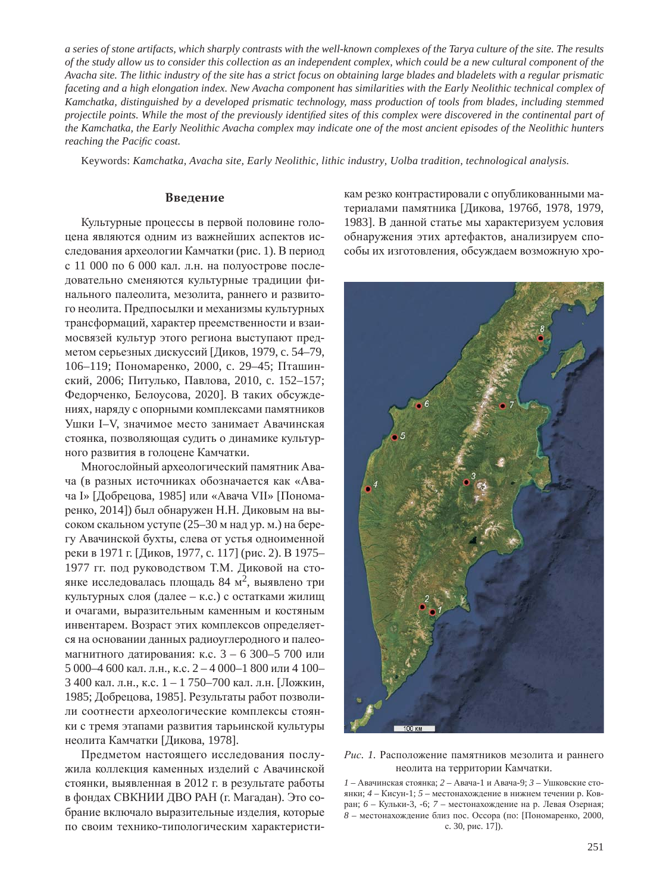*a series of stone artifacts, which sharply contrasts with the well-known complexes of the Tarya culture of the site. The results of the study allow us to consider this collection as an independent complex, which could be a new cultural component of the Avacha site. The lithic industry of the site has a strict focus on obtaining large blades and bladelets with a regular prismatic faceting and a high elongation index. New Avacha component has similarities with the Early Neolithic technical complex of Kamchatka, distinguished by a developed prismatic technology, mass production of tools from blades, including stemmed projectile points. While the most of the previously identified sites of this complex were discovered in the continental part of the Kamchatka, the Early Neolithic Avacha complex may indicate one of the most ancient episodes of the Neolithic hunters reaching the Pacific coast.*

Keywords: *Kamchatka, Avacha site, Early Neolithic, lithic industry, Uolba tradition, technological analysis.*

## Введение

Культурные процессы в первой половине голоцена являются одним из важнейших аспектов исследования археологии Камчатки (рис. 1). В период с 11 000 по 6 000 кал. л.н. на полуострове последовательно сменяются культурные традиции финального палеолита, мезолита, раннего и развитого неолита. Предпосылки и механизмы культурных трансформаций, характер преемственности и взаимосвязей культур этого региона выступают предметом серьезных дискуссий [Диков, 1979, с. 54–79, 106–119; Пономаренко, 2000, с. 29–45; Пташинский, 2006; Питулько, Павлова, 2010, с. 152–157; Федорченко, Белоусова, 2020]. В таких обсуждениях, наряду с опорными комплексами памятников Ушки I–V, значимое место занимает Авачинская стоянка, позволяющая судить о динамике культурного развития в голоцене Камчатки.

Многослойный археологический памятник Авача (в разных источниках обозначается как «Авача I» [Добрецова, 1985] или «Авача VII» [Пономаренко, 2014]) был обнаружен Н.Н. Диковым на высоком скальном уступе (25–30 м над ур. м.) на берегу Авачинской бухты, слева от устья одноименной реки в 1971 г. [Диков, 1977, с. 117] (рис. 2). В 1975–1977 гг. под руководством Т.М. Диковой на стоянке исследовалась площадь 84 м$^2$, выявлено три культурных слоя (далее – к.с.) с остатками жилищ и очагами, выразительным каменным и костяным инвентарем. Возраст этих комплексов определяется на основании данных радиоуглеродного и палеомагнитного датирования: к.с. 3 – 6 300–5 700 или 5 000–4 600 кал. л.н., к.с. 2 – 4 000–1 800 или 4 100–3 400 кал. л.н., к.с. 1 – 1 750–700 кал. л.н. [Ложкин, 1985; Добрецова, 1985]. Результаты работ позволили соотнести археологические комплексы стоянки с тремя этапами развития тарьинской культуры неолита Камчатки [Дикова, 1978].

Предметом настоящего исследования послужила коллекция каменных изделий с Авачинской стоянки, выявленная в 2012 г. в результате работы в фондах СВКНИИ ДВО РАН (г. Магадан). Это собрание включало выразительные изделия, которые по своим технико-типологическим характеристикам резко контрастировали с опубликованными материалами памятника [Дикова, 1976б, 1978, 1979, 1983]. В данной статье мы характеризуем условия обнаружения этих артефактов, анализируем способы их изготовления, обсуждаем возможную хро-

*Рис. 1.* Расположение памятников мезолита и раннего неолита на территории Камчатки.

*1* – Авачинская стоянка; *2* – Авача-1 и Авача-9; *3* – Ушковские стоянки; *4* – Кисун-1; *5* – местонахождение в нижнем течении р. Ковран; *6* – Кульки-3, -6; *7* – местонахождение на р. Левая Озерная; *8* – местонахождение близ пос. Оссора (по: [Пономаренко, 2000, с. 30, рис. 17]).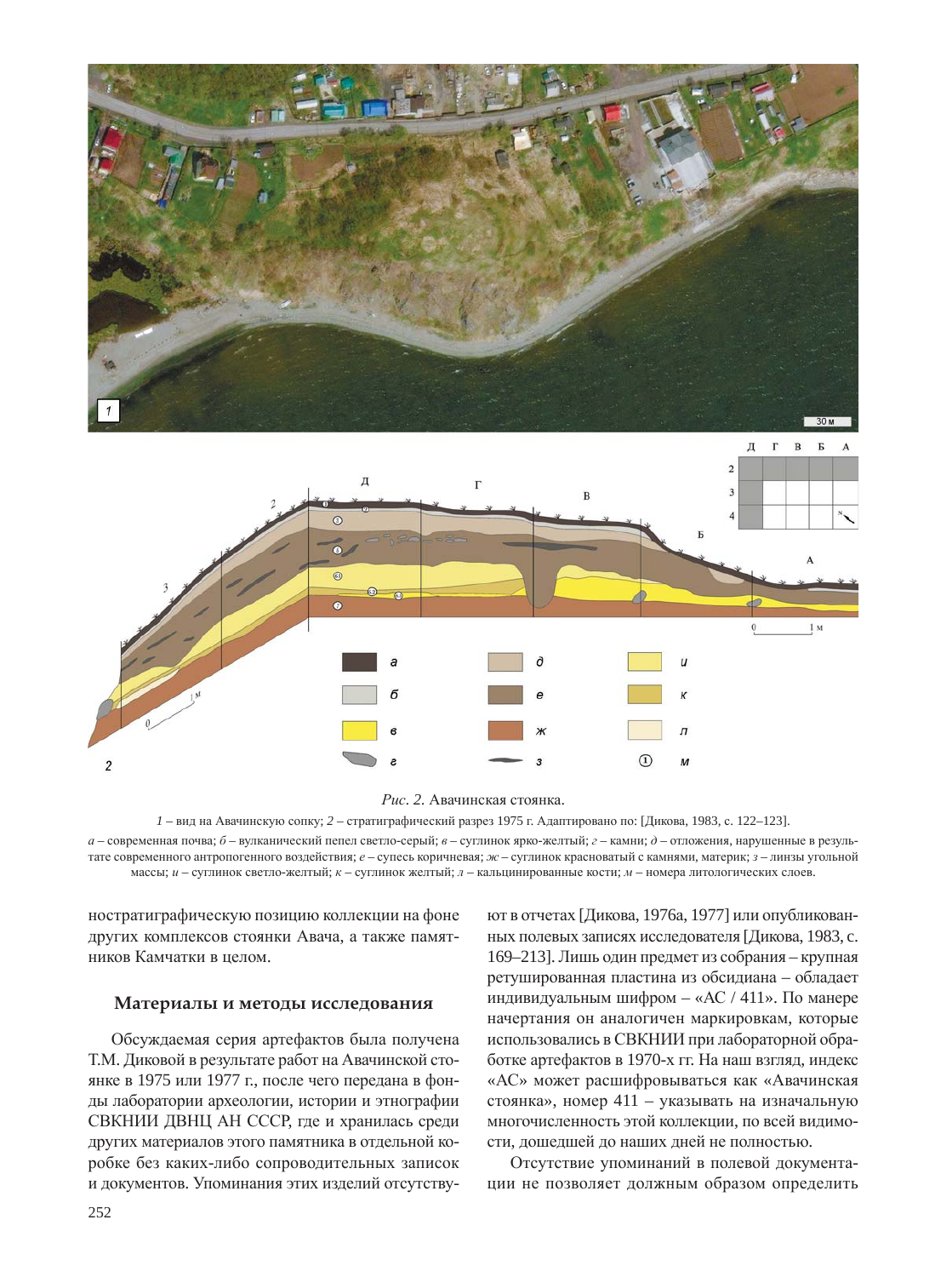*Рис. 2.* Авачинская стоянка.

*1* – вид на Авачинскую сопку; *2* – стратиграфический разрез 1975 г. Адаптировано по: [Дикова, 1983, с. 122–123].

*а* – современная почва; *б* – вулканический пепел светло-серый; *в* – суглинок ярко-желтый; *г* – камни; *д* – отложения, нарушенные в результате современного антропогенного воздействия; *е* – супесь коричневая; *ж* – суглинок красноватый с камнями, материк; *з* – линзы угольной массы; *и* – суглинок светло-желтый; *к* – суглинок желтый; *л* – кальцинированные кости; *м* – номера литологических слоев.

нострати­графическую позицию коллекции на фоне других комплексов стоянки Авача, а также памятников Камчатки в целом.

## Материалы и методы исследования

Обсуждаемая серия артефактов была получена Т.М. Диковой в результате работ на Авачинской стоянке в 1975 или 1977 г., после чего передана в фонды лаборатории археологии, истории и этнографии СВКНИИ ДВНЦ АН СССР, где и хранилась среди других материалов этого памятника в отдельной коробке без каких-либо сопроводительных записок и документов. Упоминания этих изделий отсутствуют в отчетах [Дикова, 1976а, 1977] или опубликованных полевых записях исследователя [Дикова, 1983, с. 169–213]. Лишь один предмет из собрания – крупная ретушированная пластина из обсидиана – обладает индивидуальным шифром – «АС / 411». По манере начертания он аналогичен маркировкам, которые использовались в СВКНИИ при лабораторной обработке артефактов в 1970-х гг. На наш взгляд, индекс «АС» может расшифровываться как «Авачинская стоянка», номер 411 – указывать на изначальную многочисленность этой коллекции, по всей видимости, дошедшей до наших дней не полностью.

Отсутствие упоминаний в полевой документации не позволяет должным образом определить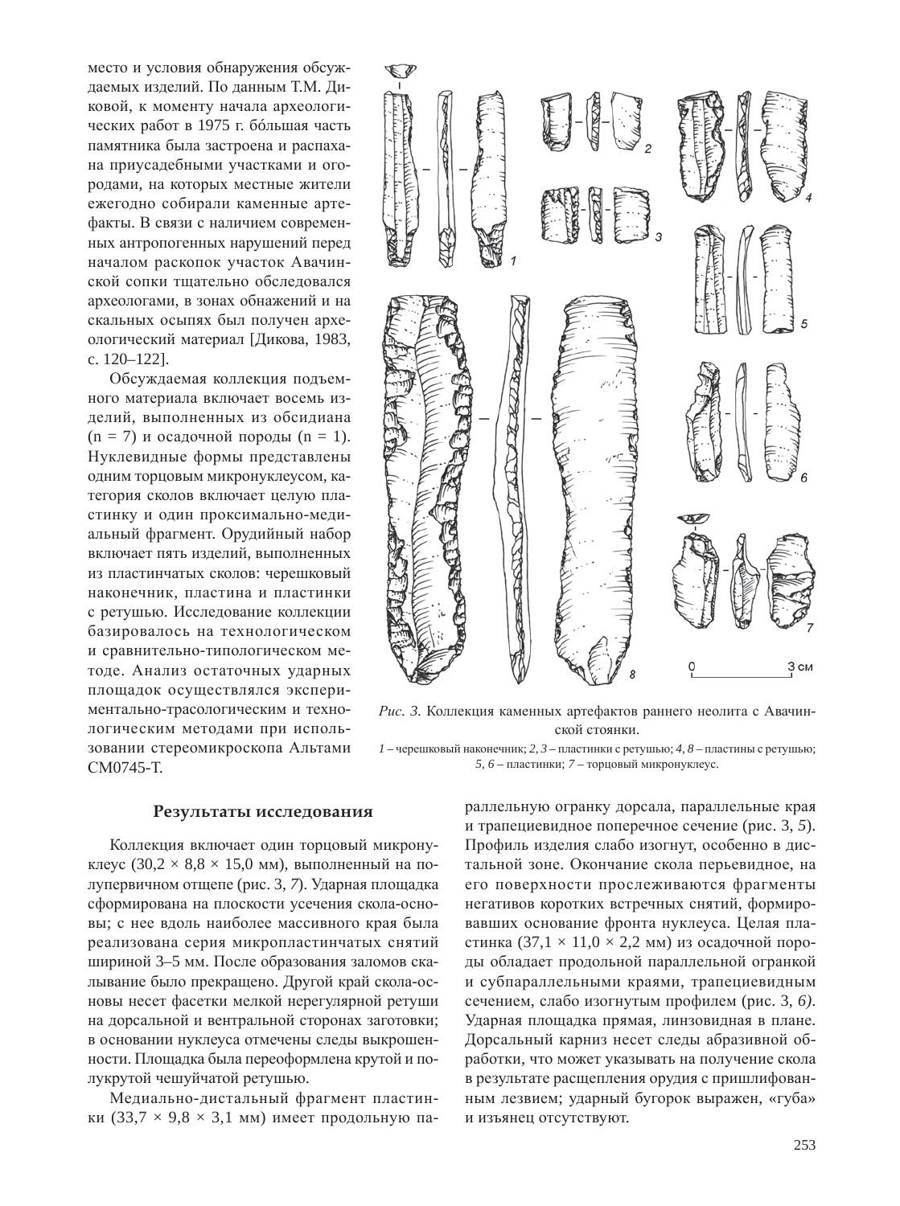место и условия обнаружения обсуждаемых изделий. По данным Т.М. Диковой, к моменту начала археологических работ в 1975 г. бóльшая часть памятника была застроена и распахана приусадебными участками и огородами, на которых местные жители ежегодно собирали каменные артефакты. В связи с наличием современных антропогенных нарушений перед началом раскопок участок Авачинской сопки тщательно обследовался археологами, в зонах обнажений и на скальных осыпях был получен археологический материал [Дикова, 1983, с. 120–122].

Обсуждаемая коллекция подъемного материала включает восемь изделий, выполненных из обсидиана (n = 7) и осадочной породы (n = 1). Нуклевидные формы представлены одним торцовым микронуклеусом, категория сколов включает целую пластинку и один проксимально-медиальный фрагмент. Орудийный набор включает пять изделий, выполненных из пластинчатых сколов: черешковый наконечник, пластина и пластинки с ретушью. Исследование коллекции базировалось на технологическом и сравнительно-типологическом методе. Анализ остаточных ударных площадок осуществлялся экспериментально-трасологическим и технологическим методами при использовании стереомикроскопа Альтами СМ0745-Т.

*Рис. 3.* Коллекция каменных артефактов раннего неолита с Авачинской стоянки.

*1* – черешковый наконечник; *2, 3* – пластинки с ретушью; *4, 8* – пластины с ретушью; *5, 6* – пластинки; *7* – торцовый микронуклеус.

## Результаты исследования

Коллекция включает один торцовый микронуклеус (30,2 × 8,8 × 15,0 мм), выполненный на полупервичном отщепе (рис. 3, *7*). Ударная площадка сформирована на плоскости усечения скола-основы; с нее вдоль наиболее массивного края была реализована серия микропластинчатых снятий шириной 3–5 мм. После образования заломов скалывание было прекращено. Другой край скола-основы несет фасетки мелкой нерегулярной ретуши на дорсальной и вентральной сторонах заготовки; в основании нуклеуса отмечены следы выкрошенности. Площадка была переоформлена крутой и полукрутой чешуйчатой ретушью.

Медиально-дистальный фрагмент пластинки (33,7 × 9,8 × 3,1 мм) имеет продольную параллельную огранку дорсала, параллельные края и трапециевидное поперечное сечение (рис. 3, *5*). Профиль изделия слабо изогнут, особенно в дистальной зоне. Окончание скола перьевидное, на его поверхности прослеживаются фрагменты негативов коротких встречных снятий, формировавших основание фронта нуклеуса. Целая пластинка (37,1 × 11,0 × 2,2 мм) из осадочной породы обладает продольной параллельной огранкой и субпараллельными краями, трапециевидным сечением, слабо изогнутым профилем (рис. 3, *6*). Ударная площадка прямая, линзовидная в плане. Дорсальный карниз несет следы абразивной обработки, что может указывать на получение скола в результате расщепления орудия с пришлифованным лезвием; ударный бугорок выражен, «губа» и изъянец отсутствуют.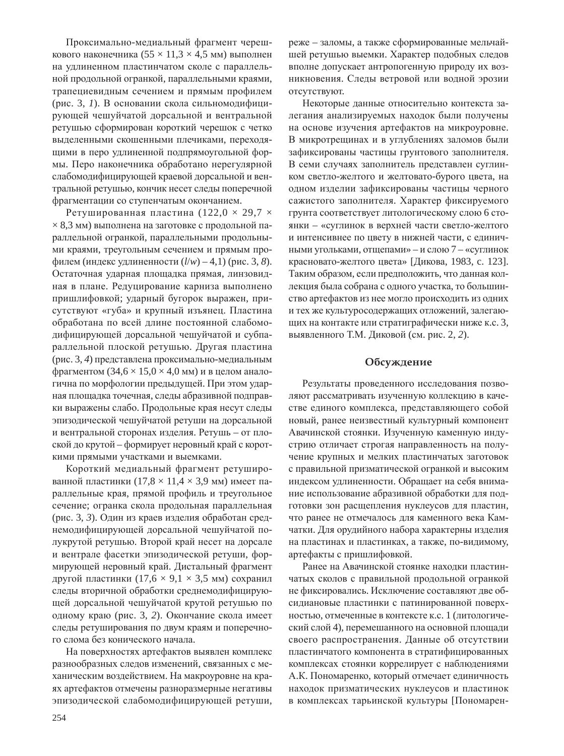Проксимально-медиальный фрагмент черешкового наконечника (55 × 11,3 × 4,5 мм) выполнен на удлиненном пластинчатом сколе с параллельной продольной огранкой, параллельными краями, трапециевидным сечением и прямым профилем (рис. 3, *1*). В основании скола сильномодифицирующей чешуйчатой дорсальной и вентральной ретушью сформирован короткий черешок с четко выделенными скошенными плечиками, переходящими в перо удлиненной подпрямоугольной формы. Перо наконечника обработано нерегулярной слабомодифицирующей краевой дорсальной и вентральной ретушью, кончик несет следы поперечной фрагментации со ступенчатым окончанием.

Ретушированная пластина (122,0 × 29,7 × × 8,3 мм) выполнена на заготовке с продольной параллельной огранкой, параллельными продольными краями, треугольным сечением и прямым профилем (индекс удлиненности (*l*/*w*) – 4,1) (рис. 3, *8*). Остаточная ударная площадка прямая, линзовидная в плане. Редуцирование карниза выполнено пришлифовкой; ударный бугорок выражен, присутствуют «губа» и крупный изъянец. Пластина обработана по всей длине постоянной слабомодифицирующей дорсальной чешуйчатой и субпараллельной плоской ретушью. Другая пластина (рис. 3, *4*) представлена проксимально-медиальным фрагментом (34,6 × 15,0 × 4,0 мм) и в целом аналогична по морфологии предыдущей. При этом ударная площадка точечная, следы абразивной подправки выражены слабо. Продольные края несут следы эпизодической чешуйчатой ретуши на дорсальной и вентральной сторонах изделия. Ретушь – от плоской до крутой – формирует неровный край с короткими прямыми участками и выемками.

Короткий медиальный фрагмент ретушированной пластинки (17,8 × 11,4 × 3,9 мм) имеет параллельные края, прямой профиль и треугольное сечение; огранка скола продольная параллельная (рис. 3, *3*). Один из краев изделия обработан среднемодифицирующей дорсальной чешуйчатой полукрутой ретушью. Второй край несет на дорсале и вентрале фасетки эпизодической ретуши, формирующей неровный край. Дистальный фрагмент другой пластинки (17,6 × 9,1 × 3,5 мм) сохранил следы вторичной обработки среднемодифицирующей дорсальной чешуйчатой крутой ретушью по одному краю (рис. 3, *2*). Окончание скола имеет следы ретуширования по двум краям и поперечного слома без конического начала.

На поверхностях артефактов выявлен комплекс разнообразных следов изменений, связанных с механическим воздействием. На макроуровне на краях артефактов отмечены разноразмерные негативы эпизодической слабомодифицирующей ретуши, реже – заломы, а также сформированные мельчайшей ретушью выемки. Характер подобных следов вполне допускает антропогенную природу их возникновения. Следы ветровой или водной эрозии отсутствуют.

Некоторые данные относительно контекста залегания анализируемых находок были получены на основе изучения артефактов на микроуровне. В микротрещинах и в углублениях заломов были зафиксированы частицы грунтового заполнителя. В семи случаях заполнитель представлен суглинком светло-желтого и желтовато-бурого цвета, на одном изделии зафиксированы частицы черного сажистого заполнителя. Характер фиксируемого грунта соответствует литологическому слою 6 стоянки – «суглинок в верхней части светло-желтого и интенсивнее по цвету в нижней части, с единичными угольками, отщепами» – и слою 7 – «суглинок красновато-желтого цвета» [Дикова, 1983, с. 123]. Таким образом, если предположить, что данная коллекция была собрана с одного участка, то большинство артефактов из нее могло происходить из одних и тех же культуросодержащих отложений, залегающих на контакте или стратиграфически ниже к.с. 3, выявленного Т.М. Диковой (см. рис. 2, *2*).

## Обсуждение

Результаты проведенного исследования позволяют рассматривать изученную коллекцию в качестве единого комплекса, представляющего собой новый, ранее неизвестный культурный компонент Авачинской стоянки. Изученную каменную индустрию отличает строгая направленность на получение крупных и мелких пластинчатых заготовок с правильной призматической огранкой и высоким индексом удлиненности. Обращает на себя внимание использование абразивной обработки для подготовки зон расщепления нуклеусов для пластин, что ранее не отмечалось для каменного века Камчатки. Для орудийного набора характерны изделия на пластинах и пластинках, а также, по-видимому, артефакты с пришлифовкой.

Ранее на Авачинской стоянке находки пластинчатых сколов с правильной продольной огранкой не фиксировались. Исключение составляют две обсидиановые пластинки с патинированной поверхностью, отмеченные в контексте к.с. 1 (литологический слой 4), перемешанного на основной площади своего распространения. Данные об отсутствии пластинчатого компонента в стратифицированных комплексах стоянки коррелирует с наблюдениями А.К. Пономаренко, который отмечает единичность находок призматических нуклеусов и пластинок в комплексах тарьинской культуры [Пономарен-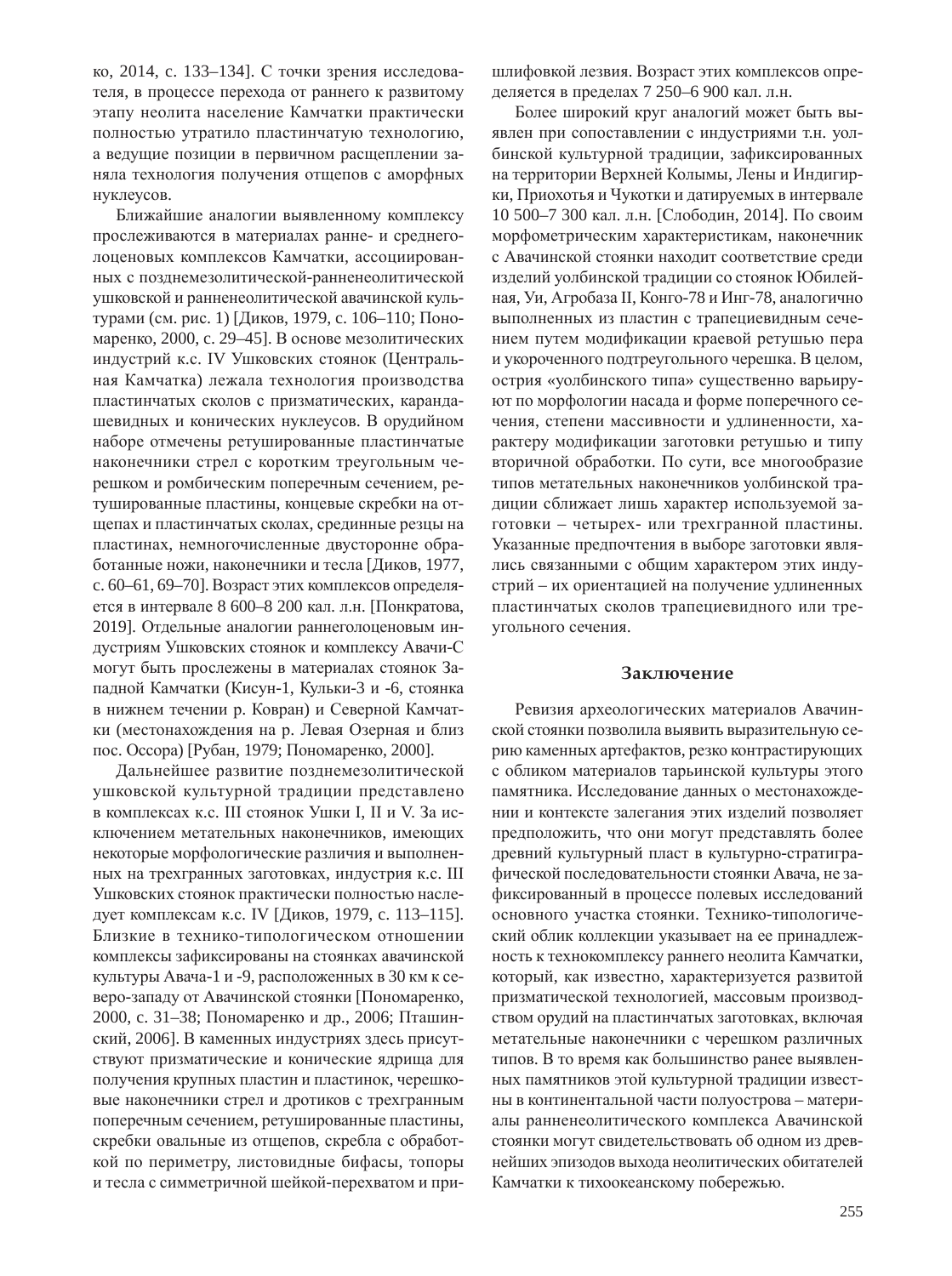ко, 2014, с. 133–134]. С точки зрения исследователя, в процессе перехода от раннего к развитому этапу неолита население Камчатки практически полностью утратило пластинчатую технологию, а ведущие позиции в первичном расщеплении заняла технология получения отщепов с аморфных нуклеусов.

Ближайшие аналогии выявленному комплексу прослеживаются в материалах ранне- и среднеголоценовых комплексов Камчатки, ассоциированных с позднемезолитической-ранненеолитической ушковской и ранненеолитической авачинской культурами (см. рис. 1) [Диков, 1979, с. 106–110; Пономаренко, 2000, с. 29–45]. В основе мезолитических индустрий к.с. IV Ушковских стоянок (Центральная Камчатка) лежала технология производства пластинчатых сколов с призматических, карандашевидных и конических нуклеусов. В орудийном наборе отмечены ретушированные пластинчатые наконечники стрел с коротким треугольным черешком и ромбическим поперечным сечением, ретушированные пластины, концевые скребки на отщепах и пластинчатых сколах, срединные резцы на пластинах, немногочисленные двусторонне обработанные ножи, наконечники и тесла [Диков, 1977, с. 60–61, 69–70]. Возраст этих комплексов определяется в интервале 8 600–8 200 кал. л.н. [Понкратова, 2019]. Отдельные аналогии раннеголоценовым индустриям Ушковских стоянок и комплексу Авачи-С могут быть прослежены в материалах стоянок Западной Камчатки (Кисун-1, Кульки-3 и -6, стоянка в нижнем течении р. Ковран) и Северной Камчатки (местонахождения на р. Левая Озерная и близ пос. Оссора) [Рубан, 1979; Пономаренко, 2000].

Дальнейшее развитие позднемезолитической ушковской культурной традиции представлено в комплексах к.с. III стоянок Ушки I, II и V. За исключением метательных наконечников, имеющих некоторые морфологические различия и выполненных на трехгранных заготовках, индустрия к.с. III Ушковских стоянок практически полностью наследует комплексам к.с. IV [Диков, 1979, с. 113–115]. Близкие в технико-типологическом отношении комплексы зафиксированы на стоянках авачинской культуры Авача-1 и -9, расположенных в 30 км к северо-западу от Авачинской стоянки [Пономаренко, 2000, с. 31–38; Пономаренко и др., 2006; Пташинский, 2006]. В каменных индустриях здесь присутствуют призматические и конические ядрища для получения крупных пластин и пластинок, черешковые наконечники стрел и дротиков с трехгранным поперечным сечением, ретушированные пластины, скребки овальные из отщепов, скребла с обработкой по периметру, листовидные бифасы, топоры и тесла с симметричной шейкой-перехватом и пришлифовкой лезвия. Возраст этих комплексов определяется в пределах 7 250–6 900 кал. л.н.

Более широкий круг аналогий может быть выявлен при сопоставлении с индустриями т.н. уолбинской культурной традиции, зафиксированных на территории Верхней Колымы, Лены и Индигирки, Приохотья и Чукотки и датируемых в интервале 10 500–7 300 кал. л.н. [Слободин, 2014]. По своим морфометрическим характеристикам, наконечник с Авачинской стоянки находит соответствие среди изделий уолбинской традиции со стоянок Юбилейная, Уи, Агробаза II, Конго-78 и Инг-78, аналогично выполненных из пластин с трапециевидным сечением путем модификации краевой ретушью пера и укороченного подтреугольного черешка. В целом, острия «уолбинского типа» существенно варьируют по морфологии насада и форме поперечного сечения, степени массивности и удлиненности, характеру модификации заготовки ретушью и типу вторичной обработки. По сути, все многообразие типов метательных наконечников уолбинской традиции сближает лишь характер используемой заготовки – четырех- или трехгранной пластины. Указанные предпочтения в выборе заготовки являлись связанными с общим характером этих индустрий – их ориентацией на получение удлиненных пластинчатых сколов трапециевидного или треугольного сечения.

## Заключение

Ревизия археологических материалов Авачинской стоянки позволила выявить выразительную серию каменных артефактов, резко контрастирующих с обликом материалов тарьинской культуры этого памятника. Исследование данных о местонахождении и контексте залегания этих изделий позволяет предположить, что они могут представлять более древний культурный пласт в культурно-стратиграфической последовательности стоянки Авача, не зафиксированный в процессе полевых исследований основного участка стоянки. Технико-типологический облик коллекции указывает на ее принадлежность к технокомплексу раннего неолита Камчатки, который, как известно, характеризуется развитой призматической технологией, массовым производством орудий на пластинчатых заготовках, включая метательные наконечники с черешком различных типов. В то время как большинство ранее выявленных памятников этой культурной традиции известны в континентальной части полуострова – материалы ранненеолитического комплекса Авачинской стоянки могут свидетельствовать об одном из древнейших эпизодов выхода неолитических обитателей Камчатки к тихоокеанскому побережью.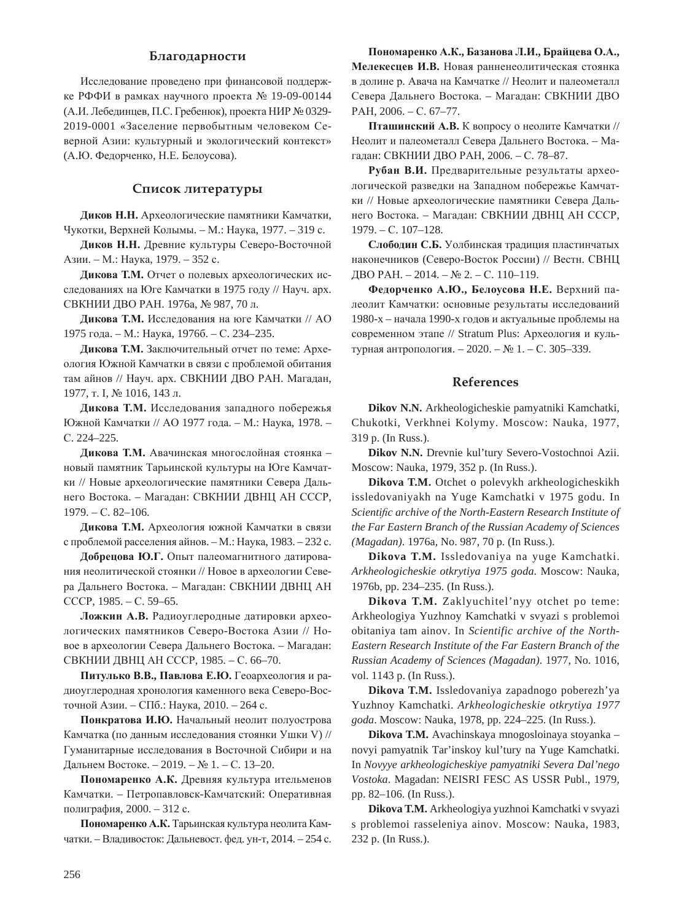## Благодарности

Исследование проведено при финансовой поддержке РФФИ в рамках научного проекта № 19-09-00144 (А.И. Лебединцев, П.С. Гребенюк), проекта НИР № 0329-2019-0001 «Заселение первобытным человеком Северной Азии: культурный и экологический контекст» (А.Ю. Федорченко, Н.Е. Белоусова).

## Список литературы

**Диков Н.Н.** Археологические памятники Камчатки, Чукотки, Верхней Колымы. – М.: Наука, 1977. – 319 с.

**Диков Н.Н.** Древние культуры Северо-Восточной Азии. – М.: Наука, 1979. – 352 с.

**Дикова Т.М.** Отчет о полевых археологических исследованиях на Юге Камчатки в 1975 году // Науч. арх. СВКНИИ ДВО РАН. 1976а, № 987, 70 л.

**Дикова Т.М.** Исследования на юге Камчатки // АО 1975 года. – М.: Наука, 1976б. – С. 234–235.

**Дикова Т.М.** Заключительный отчет по теме: Археология Южной Камчатки в связи с проблемой обитания там айнов // Науч. арх. СВКНИИ ДВО РАН. Магадан, 1977, т. I, № 1016, 143 л.

**Дикова Т.М.** Исследования западного побережья Южной Камчатки // АО 1977 года. – М.: Наука, 1978. – С. 224–225.

**Дикова Т.М.** Авачинская многослойная стоянка – новый памятник Тарьинской культуры на Юге Камчатки // Новые археологические памятники Севера Дальнего Востока. – Магадан: СВКНИИ ДВНЦ АН СССР, 1979. – С. 82–106.

**Дикова Т.М.** Археология южной Камчатки в связи с проблемой расселения айнов. – М.: Наука, 1983. – 232 с.

**Добрецова Ю.Г.** Опыт палеомагнитного датирования неолитической стоянки // Новое в археологии Севера Дальнего Востока. – Магадан: СВКНИИ ДВНЦ АН СССР, 1985. – С. 59–65.

**Ложкин А.В.** Радиоуглеродные датировки археологических памятников Северо-Востока Азии // Новое в археологии Севера Дальнего Востока. – Магадан: СВКНИИ ДВНЦ АН СССР, 1985. – С. 66–70.

**Питулько В.В., Павлова Е.Ю.** Геоархеология и радиоуглеродная хронология каменного века Северо-Восточной Азии. – СПб.: Наука, 2010. – 264 с.

**Понкратова И.Ю.** Начальный неолит полуострова Камчатка (по данным исследования стоянки Ушки V) // Гуманитарные исследования в Восточной Сибири и на Дальнем Востоке. – 2019. – № 1. – С. 13–20.

**Пономаренко А.К.** Древняя культура ительменов Камчатки. – Петропавловск-Камчатский: Оперативная полиграфия, 2000. – 312 с.

**Пономаренко А.К.** Тарьинская культура неолита Камчатки. – Владивосток: Дальневост. фед. ун-т, 2014. – 254 с.

**Пономаренко А.К., Базанова Л.И., Брайцева О.А., Мелекесцев И.В.** Новая ранненеолитическая стоянка в долине р. Авача на Камчатке // Неолит и палеометалл Севера Дальнего Востока. – Магадан: СВКНИИ ДВО РАН, 2006. – С. 67–77.

**Пташинский А.В.** К вопросу о неолите Камчатки // Неолит и палеометалл Севера Дальнего Востока. – Магадан: СВКНИИ ДВО РАН, 2006. – С. 78–87.

**Рубан В.И.** Предварительные результаты археологической разведки на Западном побережье Камчатки // Новые археологические памятники Севера Дальнего Востока. – Магадан: СВКНИИ ДВНЦ АН СССР, 1979. – С. 107–128.

**Слободин С.Б.** Уолбинская традиция пластинчатых наконечников (Северо-Восток России) // Вестн. СВНЦ ДВО РАН. – 2014. – № 2. – С. 110–119.

**Федорченко А.Ю., Белоусова Н.Е.** Верхний палеолит Камчатки: основные результаты исследований 1980-х – начала 1990-х годов и актуальные проблемы на современном этапе // Stratum Plus: Археология и культурная антропология. – 2020. – № 1. – С. 305–339.

## References

**Dikov N.N.** Arkheologicheskie pamyatniki Kamchatki, Chukotki, Verkhnei Kolymy. Moscow: Nauka, 1977, 319 p. (In Russ.).

**Dikov N.N.** Drevnie kul'tury Severo-Vostochnoi Azii. Moscow: Nauka, 1979, 352 p. (In Russ.).

**Dikova T.M.** Otchet o polevykh arkheologicheskikh issledovaniyakh na Yuge Kamchatki v 1975 godu. In *Scientific archive of the North-Eastern Research Institute of the Far Eastern Branch of the Russian Academy of Sciences (Magadan)*. 1976a, No. 987, 70 p. (In Russ.).

**Dikova T.M.** Issledovaniya na yuge Kamchatki. *Arkheologicheskie otkrytiya 1975 goda*. Moscow: Nauka, 1976b, pp. 234–235. (In Russ.).

**Dikova T.M.** Zaklyuchitel'nyy otchet po teme: Arkheologiya Yuzhnoy Kamchatki v svyazi s problemoi obitaniya tam ainov. In *Scientific archive of the North-Eastern Research Institute of the Far Eastern Branch of the Russian Academy of Sciences (Magadan)*. 1977, No. 1016, vol. 1143 p. (In Russ.).

**Dikova T.M.** Issledovaniya zapadnogo poberezh'ya Yuzhnoy Kamchatki. *Arkheologicheskie otkrytiya 1977 goda*. Moscow: Nauka, 1978, pp. 224–225. (In Russ.).

**Dikova T.M.** Avachinskaya mnogosloinaya stoyanka – novyi pamyatnik Tar'inskoy kul'tury na Yuge Kamchatki. In *Novyye arkheologicheskiye pamyatniki Severa Dal'nego Vostoka*. Magadan: NEISRI FESC AS USSR Publ., 1979, pp. 82–106. (In Russ.).

**Dikova T.M.** Arkheologiya yuzhnoi Kamchatki v svyazi s problemoi rasseleniya ainov. Moscow: Nauka, 1983, 232 p. (In Russ.).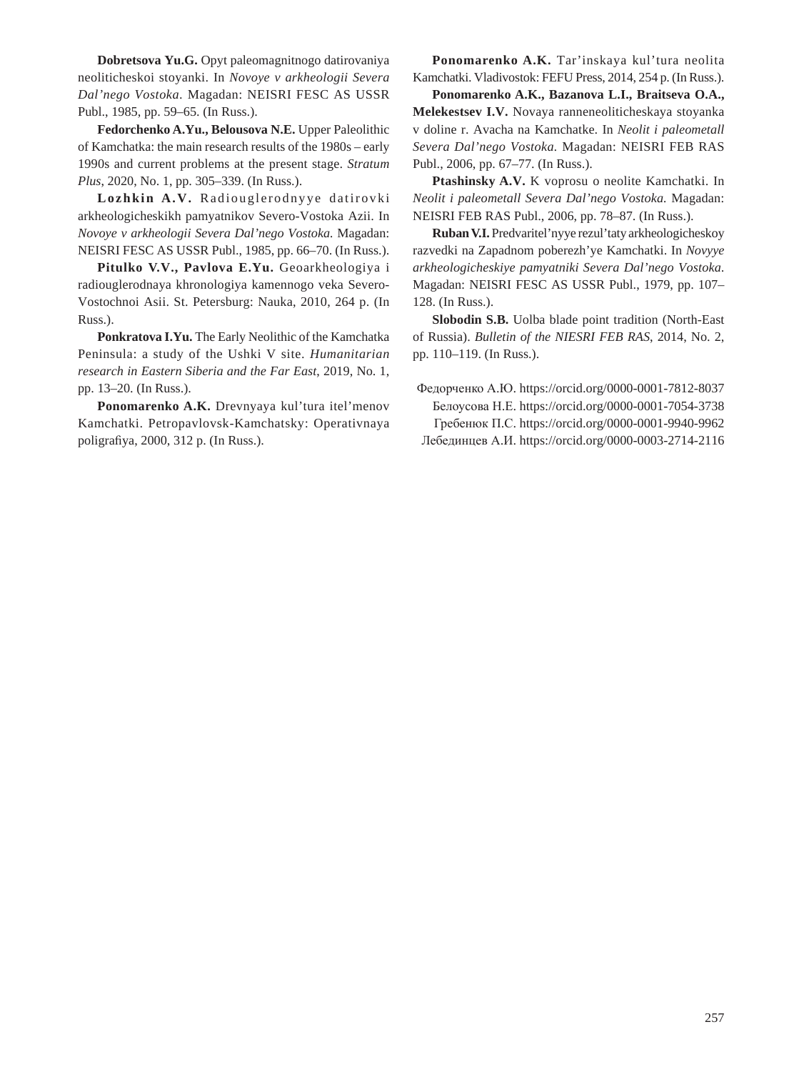**Dobretsova Yu.G.** Opyt paleomagnitnogo datirovaniya neoliticheskoi stoyanki. In *Novoye v arkheologii Severa Dal'nego Vostoka*. Magadan: NEISRI FESC AS USSR Publ., 1985, pp. 59–65. (In Russ.).

**Fedorchenko A.Yu., Belousova N.E.** Upper Paleolithic of Kamchatka: the main research results of the 1980s – early 1990s and current problems at the present stage. *Stratum Plus*, 2020, No. 1, pp. 305–339. (In Russ.).

**Lozhkin A.V.** Radiouglerodnyye datirovki arkheologicheskikh pamyatnikov Severo-Vostoka Azii. In *Novoye v arkheologii Severa Dal'nego Vostoka.* Magadan: NEISRI FESC AS USSR Publ., 1985, pp. 66–70. (In Russ.).

**Pitulko V.V., Pavlova E.Yu.** Geoarkheologiya i radiouglerodnaya khronologiya kamennogo veka Severo-Vostochnoi Asii. St. Petersburg: Nauka, 2010, 264 p. (In Russ.).

**Ponkratova I.Yu.** The Early Neolithic of the Kamchatka Peninsula: a study of the Ushki V site. *Humanitarian research in Eastern Siberia and the Far East*, 2019, No. 1, pp. 13–20. (In Russ.).

**Ponomarenko A.K.** Drevnyaya kul'tura itel'menov Kamchatki. Petropavlovsk-Kamchatsky: Operativnaya poligrafiya, 2000, 312 p. (In Russ.).

**Ponomarenko A.K.** Tar'inskaya kul'tura neolita Kamchatki. Vladivostok: FEFU Press, 2014, 254 p. (In Russ.).

**Ponomarenko A.K., Bazanova L.I., Braitseva O.A., Melekestsev I.V.** Novaya ranneneoliticheskaya stoyanka v doline r. Avacha na Kamchatke. In *Neolit i paleometall Severa Dal'nego Vostoka*. Magadan: NEISRI FEB RAS Publ., 2006, pp. 67–77. (In Russ.).

**Ptashinsky A.V.** K voprosu o neolite Kamchatki. In *Neolit i paleometall Severa Dal'nego Vostoka.* Magadan: NEISRI FEB RAS Publ., 2006, pp. 78–87. (In Russ.).

**Ruban V.I.** Predvaritel'nyye rezul'taty arkheologicheskoy razvedki na Zapadnom poberezh'ye Kamchatki. In *Novyye arkheologicheskiye pamyatniki Severa Dal'nego Vostoka*. Magadan: NEISRI FESC AS USSR Publ., 1979, pp. 107–128. (In Russ.).

**Slobodin S.B.** Uolba blade point tradition (North-East of Russia). *Bulletin of the NIESRI FEB RAS*, 2014, No. 2, pp. 110–119. (In Russ.).

Федорченко А.Ю. https://orcid.org/0000-0001-7812-8037
Белоусова Н.Е. https://orcid.org/0000-0001-7054-3738
Гребенюк П.С. https://orcid.org/0000-0001-9940-9962
Лебединцев А.И. https://orcid.org/0000-0003-2714-2116